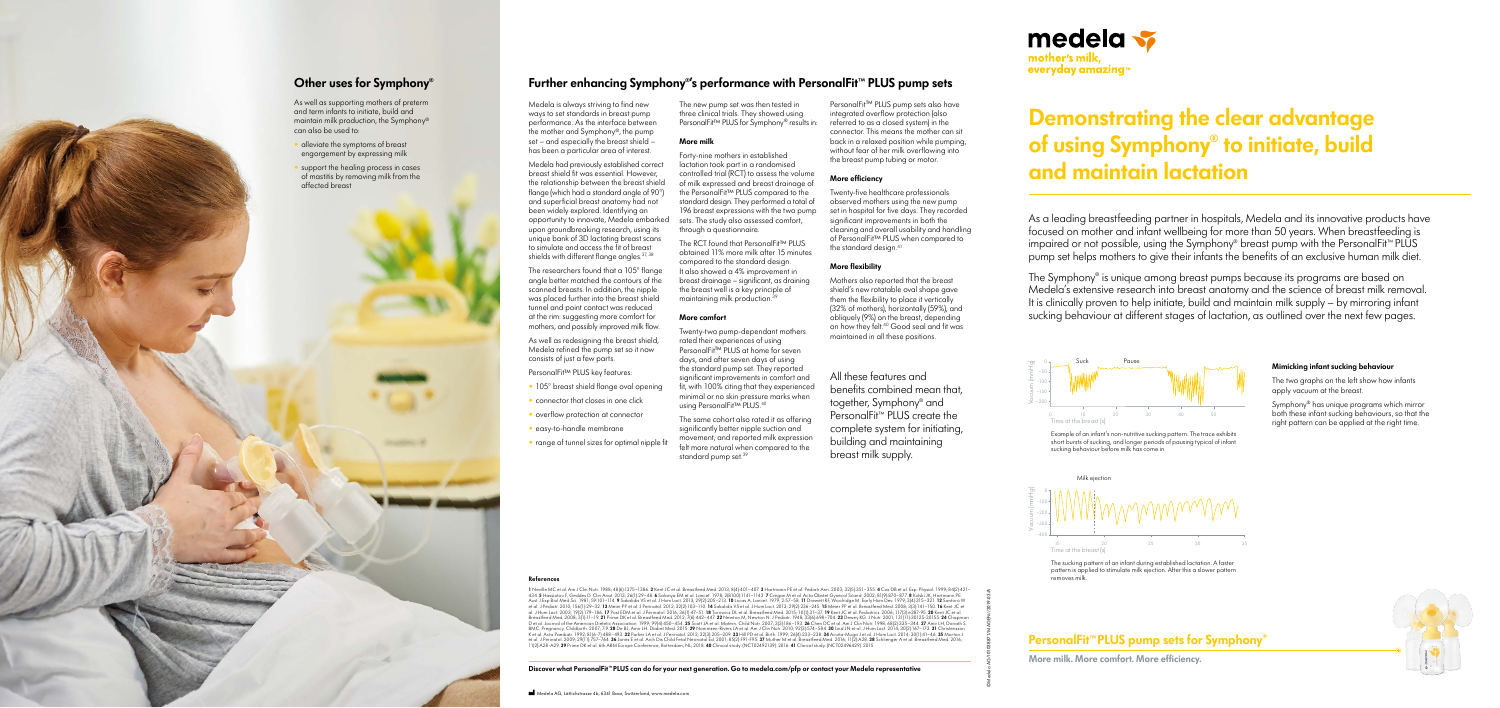## Other uses for Symphony®

As well as supporting mothers of preterm and term infants to initiate, build and maintain milk production, the Symphony® can also be used to:

- alleviate the symptoms of breast engorgement by expressing milk
- support the healing process in cases of mastitis by removing milk from the affected breast

## Further enhancing Symphony®'s performance with PersonalFit™ PLUS pump sets

Medela is always striving to find new ways to set standards in breast pump performance. As the interface between the mother and Symphony®, the pump set – and especially the breast shield – has been a particular area of interest.

Medela had previously established correct breast shield fit was essential. However, the relationship between the breast shield flange (which had a standard angle of 90°) and superficial breast anatomy had not been widely explored. Identifying an opportunity to innovate, Medela embarked upon groundbreaking research, using its unique bank of 3D lactating breast scans to simulate and assess the fit of breast shields with different flange angles.[37,38]

The researchers found that a 105° flange angle better matched the contours of the scanned breasts. In addition, the nipple was placed further into the breast shield tunnel and point contact was reduced at the rim: suggesting more comfort for mothers, and possibly improved milk flow.

As well as redesigning the breast shield, Medela refined the pump set so it now consists of just a few parts.

PersonalFit™ PLUS key features:

- 105° breast shield flange oval opening
- connector that closes in one click
- overflow protection at connector
- easy-to-handle membrane
- range of tunnel sizes for optimal nipple fit

The new pump set was then tested in three clinical trials. They showed using PersonalFit™ PLUS for Symphony® results in:

### More milk

Forty-nine mothers in established lactation took part in a randomised controlled trial (RCT) to assess the volume of milk expressed and breast drainage of the PersonalFit™ PLUS compared to the standard design. They performed a total of 196 breast expressions with the two pump sets. The study also assessed comfort, through a questionnaire.

The RCT found that PersonalFit™ PLUS obtained 11% more milk after 15 minutes compared to the standard design. It also showed a 4% improvement in breast drainage – significant, as draining the breast well is a key principle of maintaining milk production.[39]

### More comfort

Twenty-two pump-dependant mothers rated their experiences of using PersonalFit™ PLUS at home for seven days, and after seven days of using the standard pump set. They reported significant improvements in comfort and fit, with 100% citing that they experienced minimal or no skin pressure marks when using PersonalFit™ PLUS.[40]

The same cohort also rated it as offering significantly better nipple suction and movement, and reported milk expression felt more natural when compared to the standard pump set.[39]

PersonalFit™ PLUS pump sets also have integrated overflow protection (also referred to as a closed system) in the connector. This means the mother can sit back in a relaxed position while pumping, without fear of her milk overflowing into the breast pump tubing or motor.

### More efficiency

Twenty-five healthcare professionals observed mothers using the new pump set in hospital for five days. They recorded significant improvements in both the cleaning and overall usability and handling of PersonalFit™ PLUS when compared to the standard design.[41]

### More flexibility

Mothers also reported that the breast shield's new rotatable oval shape gave them the flexibility to place it vertically (32% of mothers), horizontally (59%), and obliquely (9%) on the breast, depending on how they felt.[40] Good seal and fit was maintained in all these positions.

All these features and benefits combined mean that, together, Symphony® and PersonalFit™ PLUS create the complete system for initiating, building and maintaining breast milk supply.

### References

1 Neville MC et al. Am J Clin Nutr. 1988; 48(6):1375–1386. 2 Kent JC et al. Breastfeed Med. 2012; 8(4):401–407. 3 Hartmann PE et al. Pediatr Ann. 2003; 32(5):351–355. 4 Cox DB et al. Exp Physiol. 1999; 84(2):421–434. 5 Ip S et al. ... (reference list continues, text too small to read reliably) ... 40 Clinical study (NCT02492139) 2016. 41 Clinical study (NCT02496429) 2015

**Discover what PersonalFit™ PLUS can do for your next generation. Go to medela.com/pfp or contact your Medela representative**

Medela AG, Lättichstrasse 4b, 6340 Baar, Switzerland, www.medela.com

medela
mother's milk, everyday amazing™

# Demonstrating the clear advantage of using Symphony® to initiate, build and maintain lactation

As a leading breastfeeding partner in hospitals, Medela and its innovative products have focused on mother and infant wellbeing for more than 50 years. When breastfeeding is impaired or not possible, using the Symphony® breast pump with the PersonalFit™ PLUS pump set helps mothers to give their infants the benefits of an exclusive human milk diet.

The Symphony® is unique among breast pumps because its programs are based on Medela's extensive research into breast anatomy and the science of breast milk removal. It is clinically proven to help initiate, build and maintain milk supply – by mirroring infant sucking behaviour at different stages of lactation, as outlined over the next few pages.

Example of an infant's non-nutritive sucking pattern. The trace exhibits short bursts of sucking, and longer periods of pausing typical of infant sucking behaviour before milk has come in.

The sucking pattern of an infant during established lactation. A faster pattern is applied to stimulate milk ejection. After this a slower pattern removes milk.

### Mimicking infant sucking behaviour

The two graphs on the left show how infants apply vacuum at the breast.

Symphony® has unique programs which mirror both these infant sucking behaviours, so that the right pattern can be applied at the right time.

## PersonalFit™ PLUS pump sets for Symphony®

**More milk. More comfort. More efficiency.**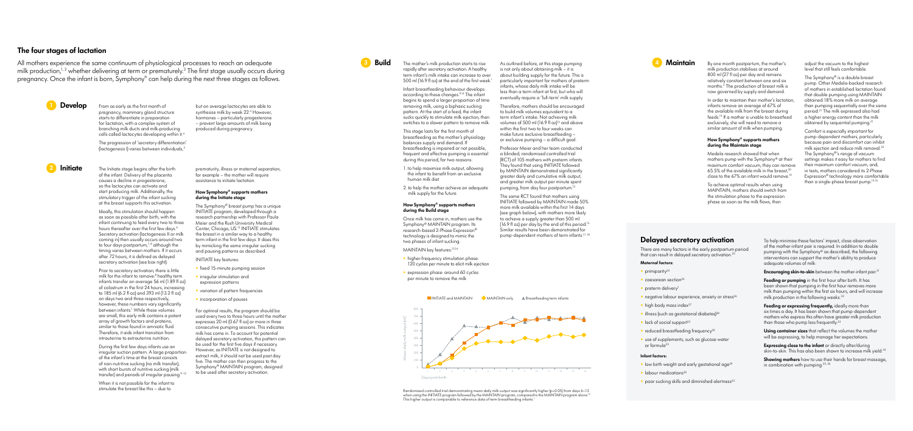## The four stages of lactation

All mothers experience the same continuum of physiological processes to reach an adequate milk production,[1,2] whether delivering at term or prematurely.[3] The first stage usually occurs during pregnancy. Once the infant is born, Symphony® can help during the next three stages as follows.

### 1 Develop

From as early as the first month of pregnancy, mammary gland structure starts to differentiate in preparation for lactation, with a complex system of branching milk ducts and milk-producing cells called lactocytes developing within it.[4]

The progression of 'secretory differentiation' (lactogenesis I) varies between individuals,[5] but on average lactocytes are able to synthesise milk by week 22.[4] However, hormones – particularly progesterone – prevent large amounts of milk being produced during pregnancy.

### 2 Initiate

The Initiate stage begins after the birth of the infant. Delivery of the placenta causes a decline in progesterone, so the lactocytes can activate and start producing milk. Additionally, the stimulatory trigger of the infant sucking at the breast supports this activation.

Ideally, this stimulation should happen as soon as possible after birth, with the infant continuing to feed every two to three hours thereafter over the first few days.[6] Secretory activation (lactogenesis II or milk coming in) then usually occurs around two to four days postpartum,[7,8] although the timing varies between mothers. If it occurs after 72 hours, it is defined as delayed secretory activation (see box right).

Prior to secretory activation, there is little milk for the infant to remove.[8] healthy term infants transfer on average 56 ml (1.89 fl oz) of colostrum in the first 24 hours, increasing to 185 ml (6.2 fl oz) and 393 ml (13.2 fl oz) on days two and three respectively, however, these numbers vary significantly between infants.[1] While these volumes are small, this early milk contains a potent array of growth factors and proteins, similar to those found in amniotic fluid. Therefore, it aids infant transition from intrauterine to extrauterine nutrition.

During the first few days infants use an irregular suction pattern. A large proportion of the infant's time at the breast consists of non-nutritive sucking (no milk transfer), with short bursts of nutritive sucking (milk transfer) and periods of irregular pausing.[9–12]

When it is not possible for the infant to stimulate the breast like this – due to prematurity, illness or maternal separation, for example – the mother will require assistance to initiate lactation.

#### How Symphony® supports mothers during the Initiate stage

The Symphony® breast pump has a unique INITIATE program, developed through a research partnership with Professor Paula Meier and the Rush University Medical Center, Chicago, US.[13] INITIATE stimulates the breast in a similar way to a healthy term infant in the first few days. It does this by mimicking the same irregular sucking and pausing patterns as described.

INITIATE key features:

- fixed 15-minute pumping session
- irregular stimulation and expression patterns
- variation of pattern frequencies
- incorporation of pauses

For optimal results, the program should be used every two to three hours until the mother expresses 20 ml (0.67 fl oz) or more in three consecutive pumping sessions. This indicates milk has come in. To account for potential delayed secretory activation, this pattern can be used for the first five days if necessary. However, as INITIATE is not designed to extract milk, it should not be used past day five. The mother can then progress to the Symphony® MAINTAIN program, designed to be used after secretory activation.

### 3 Build

The mother's milk production starts to rise rapidly after secretory activation. A healthy term infant's milk intake can increase to over 500 ml (16.9 fl oz) at the end of the first week.[1]

Infant breastfeeding behaviour develops according to these changes.[9,14] The infant begins to spend a larger proportion of time removing milk, using a biphasic sucking pattern. At the start of a feed, the infant sucks quickly to stimulate milk ejection, then switches to a slower pattern to remove milk.

This stage lasts for the first month of breastfeeding as the mother's physiology balances supply and demand. If breastfeeding is impaired or not possible, frequent and effective pumping is essential during this period, for two reasons:

1. to help maximise milk output, allowing the infant to benefit from an exclusive human milk diet
2. to help the mother achieve an adequate milk supply for the future

#### How Symphony® supports mothers during the Build stage

Once milk has come in, mothers use the Symphony® MAINTAIN program. Its research-based 2-Phase Expression® technology is designed to mimic the two phases of infant sucking.

MAINTAIN key features:[15,16]

- higher-frequency stimulation phase: 120 cycles per minute to elicit milk ejection
- expression phase: around 60 cycles per minute to remove the milk

As outlined before, at this stage pumping is not only about obtaining milk – it is about building supply for the future. This is particularly important for mothers of preterm infants, whose daily milk intake will be less than a term infant at first, but who will eventually require a 'full-term' milk supply.

Therefore, mothers should be encouraged to build milk volumes equivalent to a term infant's intake. Not achieving milk volumes of 500 ml (16.9 fl oz)[1] and above within the first two to four weeks can make future exclusive breastfeeding – or exclusive pumping – a difficult goal.

Professor Meier and her team conducted a blinded, randomised controlled trial (RCT) of 105 mothers with preterm infants. They found that using INITIATE followed by MAINTAIN demonstrated significantly greater daily and cumulative milk output, and greater milk output per minute spent pumping, from day four postpartum.[13]

The same RCT found that mothers using INITIATE followed by MAINTAIN made 50% more milk available within the first 14 days (see graph below), with mothers more likely to achieve a supply greater than 500 ml (16.9 fl oz) per day by the end of this period.[13] Similar results have been demonstrated for pump-dependent mothers of term infants.[17,18]

INITIATE and MAINTAIN
MAINTAIN only
Breastfeeding term infants

Mean daily milk output (ml)
800
700
600
500
400
300
200
100
0
1 2 3 4 5 6 7 8 9 10 11 12 13 14
Days post-birth

Randomised controlled trial demonstrating mean daily milk output was significantly higher ($p<0.05$) from days 6–13 when using the INITIATE program followed by the MAINTAIN program, compared to the MAINTAIN program alone.[13] This higher output is comparable to reference data of term breastfeeding infants.[1]

### 4 Maintain

By one month postpartum, the mother's milk production stabilises at around 800 ml (27 fl oz) per day and remains relatively constant between one and six months.[2] The production of breast milk is now governed by supply and demand.

In order to maintain their mother's lactation, infants remove an average of 67% of the available milk from the breast during feeds.[19] If a mother is unable to breastfeed exclusively, she will need to remove a similar amount of milk when pumping.

#### How Symphony® supports mothers during the Maintain stage

Medela research showed that when mothers pump with the Symphony® at their maximum comfort vacuum, they can remove 65.5% of the available milk in the breast,[20] close to the 67% an infant would remove.[19]

To achieve optimal results when using MAINTAIN, mothers should switch from the stimulation phase to the expression phase as soon as the milk flows, then adjust the vacuum to the highest level that still feels comfortable.

The Symphony® is a double breast pump. Other Medela-backed research of mothers in established lactation found that double pumping using MAINTAIN obtained 18% more milk on average than pumping sequentially over the same period.[21] The milk expressed also had a higher energy content than the milk obtained by sequential pumping.[21]

Comfort is especially important for pump-dependent mothers, particularly because pain and discomfort can inhibit milk ejection and reduce milk removal.[22] The Symphony®'s range of vacuum settings makes it easy for mothers to find their maximum comfort vacuum, and, in tests, mothers considered its 2-Phase Expression® technology more comfortable than a single-phase breast pump.[15,16]

## Delayed secretory activation

There are many factors in the early postpartum period that can result in delayed secretory activation.[23]

**Maternal factors:**

- primiparity[24]
- caesarean section[25]
- preterm delivery[7]
- negative labour experience, anxiety or stress[26]
- high body mass index[27]
- illness (such as gestational diabetes)[28]
- lack of social support[23]
- reduced breastfeeding frequency[29]
- use of supplements, such as glucose water or formula[23]

**Infant factors:**

- low birth weight and early gestational age[29]
- labour medications[30]
- poor sucking skills and diminished alertness[23]

To help minimise these factors' impact, close observation of the mother-infant pair is required. In addition to double pumping with the Symphony® as described, the following interventions can support the mother's ability to produce adequate volumes of milk:

**Encouraging skin-to-skin** between the mother-infant pair.[31]

**Feeding or pumping** in the first hour after birth. It has been shown that pumping in the first hour removes more milk than pumping within the first six hours, and will increase milk production in the following weeks.[32]

**Feeding or expressing frequently,** ideally more than six times a day. It has been shown that pump-dependent mothers who express this often have greater milk production than those who pump less frequently.[33]

**Using container sizes** that reflect the volumes the mother will be expressing, to help manage her expectations.

**Expressing close to the infant** or directly after/during skin-to-skin. This has also been shown to increase milk yield.[34]

**Showing mothers** how to use their hands for breast massage, in combination with pumping.[35,36]